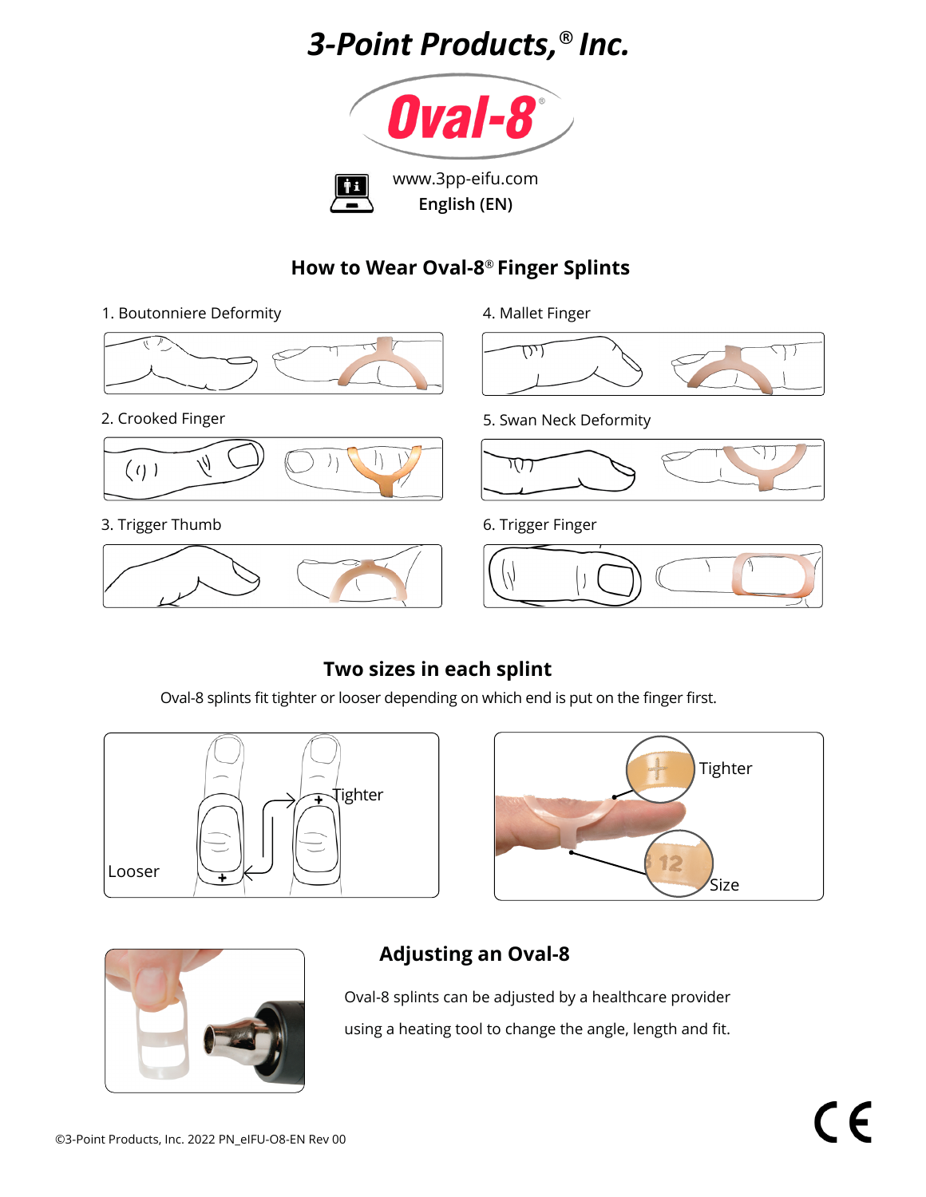# 3-Point Products,® Inc.

Oval-8®

www.3pp-eifu.com

English (EN)

## How to Wear Oval-8® Finger Splints

1. Boutonniere Deformity
2. Crooked Finger
3. Trigger Thumb
4. Mallet Finger
5. Swan Neck Deformity
6. Trigger Finger

## Two sizes in each splint

Oval-8 splints fit tighter or looser depending on which end is put on the finger first.

Looser

Tighter

Tighter

Size

## Adjusting an Oval-8

Oval-8 splints can be adjusted by a healthcare provider using a heating tool to change the angle, length and fit.

©3-Point Products, Inc. 2022 PN_eIFU-O8-EN Rev 00

CE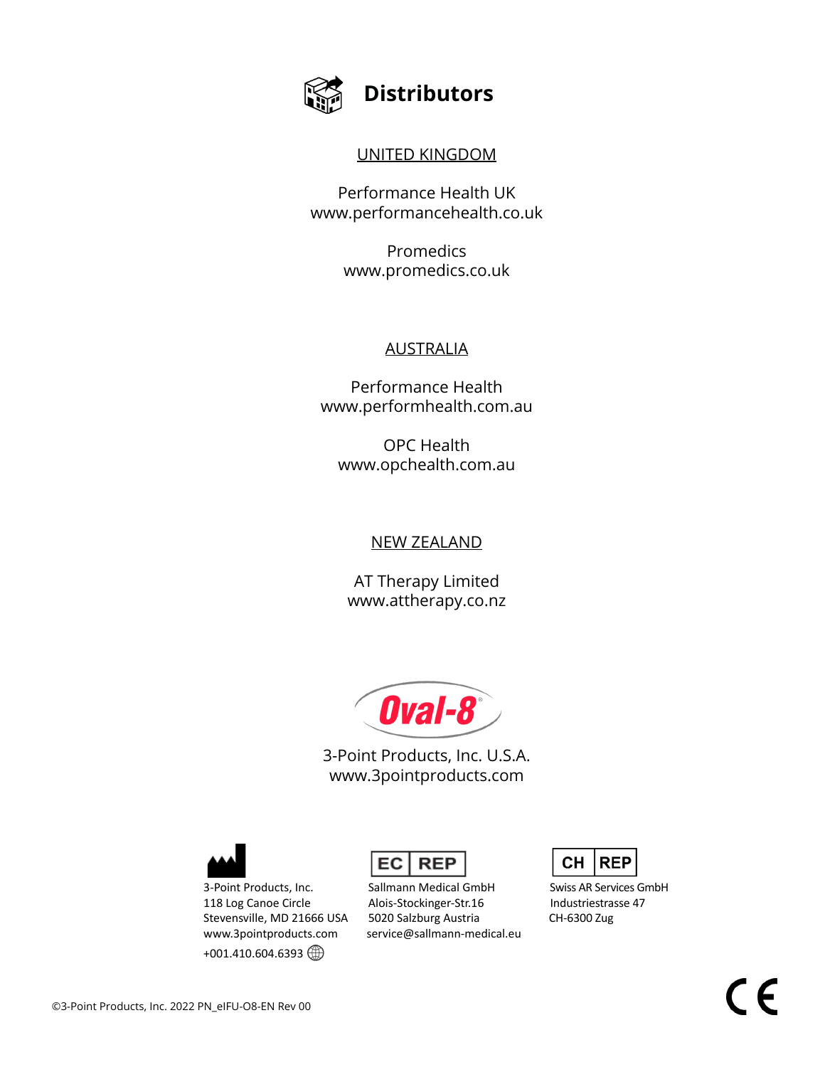# Distributors

UNITED KINGDOM

Performance Health UK
www.performancehealth.co.uk

Promedics
www.promedics.co.uk

AUSTRALIA

Performance Health
www.performhealth.com.au

OPC Health
www.opchealth.com.au

NEW ZEALAND

AT Therapy Limited
www.attherapy.co.nz

Oval-8®

3-Point Products, Inc. U.S.A.
www.3pointproducts.com

3-Point Products, Inc.
118 Log Canoe Circle
Stevensville, MD 21666 USA
www.3pointproducts.com
+001.410.604.6393

EC REP
Sallmann Medical GmbH
Alois-Stockinger-Str.16
5020 Salzburg Austria
service@sallmann-medical.eu

CH REP
Swiss AR Services GmbH
Industriestrasse 47
CH-6300 Zug

©3-Point Products, Inc. 2022 PN_eIFU-O8-EN Rev 00

CE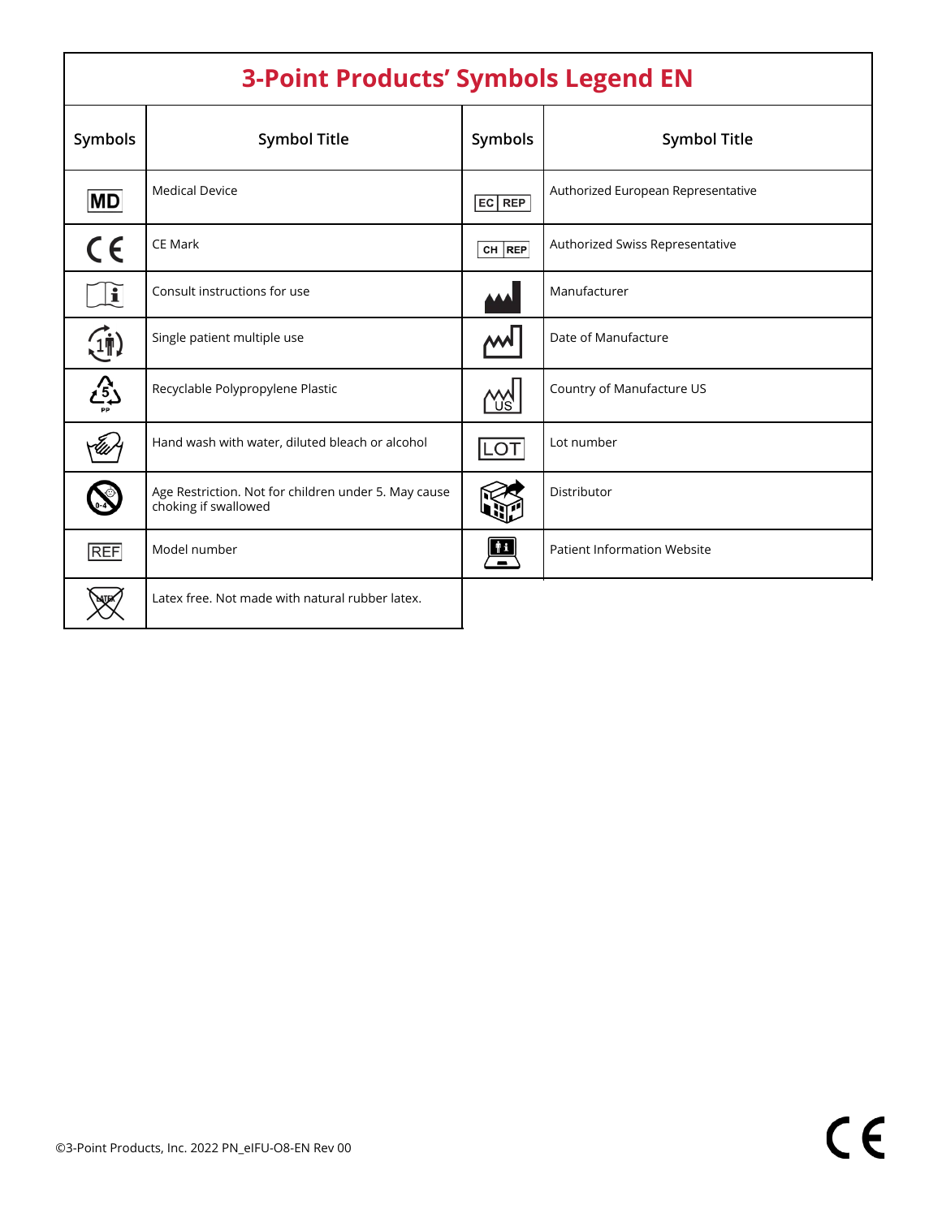# 3-Point Products' Symbols Legend EN

| Symbols | Symbol Title | Symbols | Symbol Title |
|---|---|---|---|
| MD | Medical Device | EC REP | Authorized European Representative |
| CE | CE Mark | CH REP | Authorized Swiss Representative |
| | Consult instructions for use | | Manufacturer |
| | Single patient multiple use | | Date of Manufacture |
| 5 PP | Recyclable Polypropylene Plastic | US | Country of Manufacture US |
| | Hand wash with water, diluted bleach or alcohol | LOT | Lot number |
| 0-4 | Age Restriction. Not for children under 5. May cause choking if swallowed | | Distributor |
| REF | Model number | | Patient Information Website |
| LATEX | Latex free. Not made with natural rubber latex. | | |

©3-Point Products, Inc. 2022 PN_eIFU-O8-EN Rev 00

CE